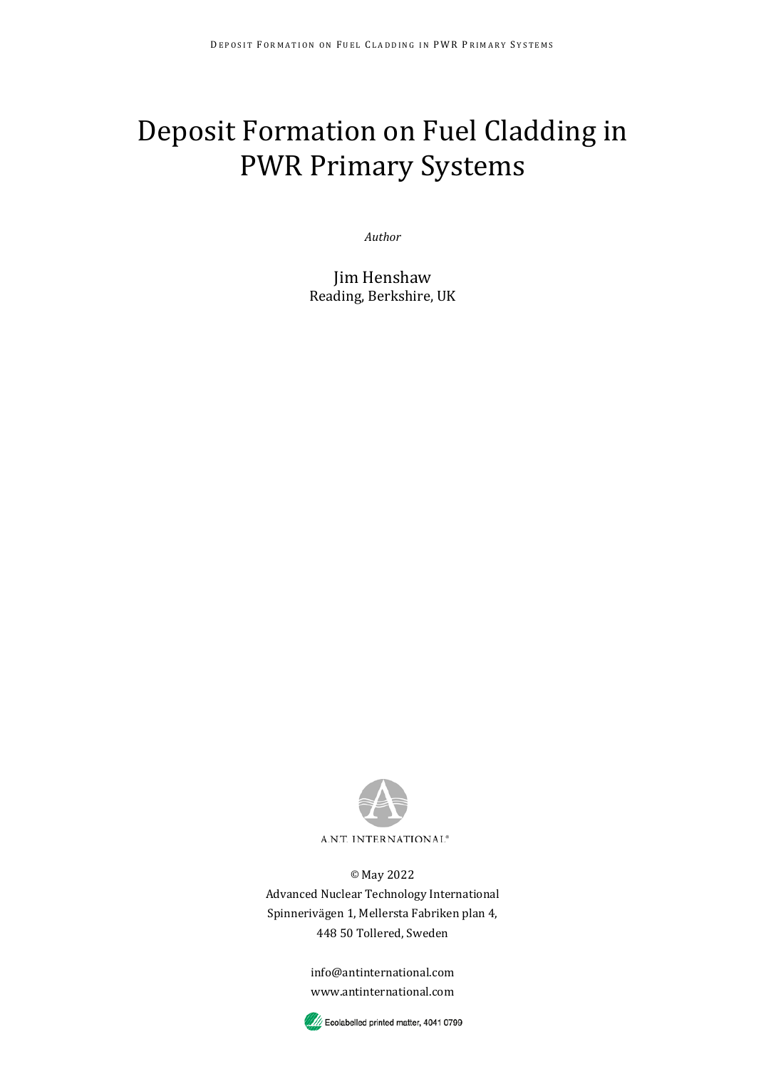# Deposit Formation on Fuel Cladding in PWR Primary Systems

*Author*

Jim Henshaw
Reading, Berkshire, UK

A.N.T. INTERNATIONAL®

© May 2022
Advanced Nuclear Technology International
Spinnerivägen 1, Mellersta Fabriken plan 4,
448 50 Tollered, Sweden

info@antinternational.com
www.antinternational.com

Ecolabelled printed matter, 4041 0799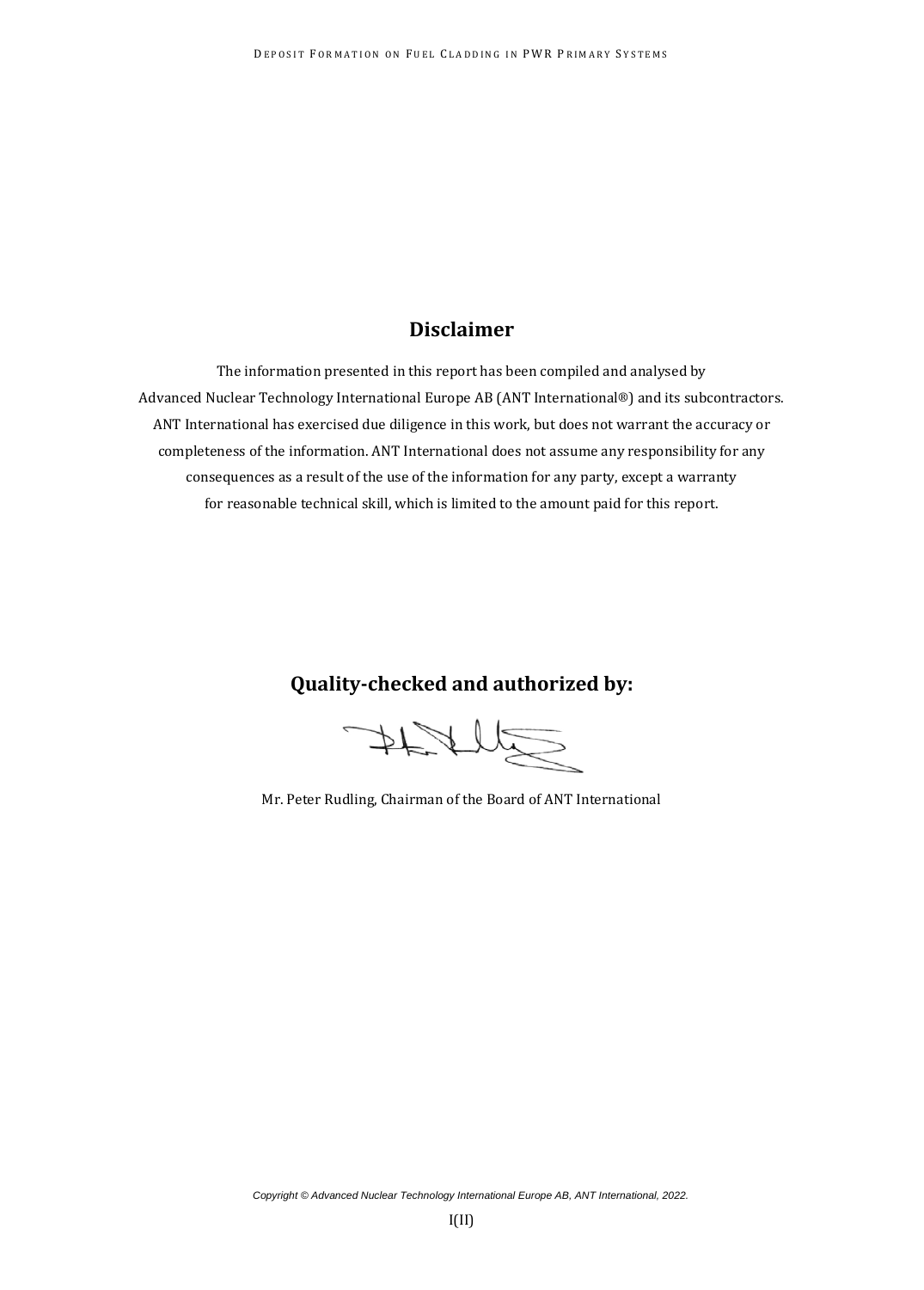## Disclaimer

The information presented in this report has been compiled and analysed by Advanced Nuclear Technology International Europe AB (ANT International®) and its subcontractors. ANT International has exercised due diligence in this work, but does not warrant the accuracy or completeness of the information. ANT International does not assume any responsibility for any consequences as a result of the use of the information for any party, except a warranty for reasonable technical skill, which is limited to the amount paid for this report.

## Quality-checked and authorized by:

Mr. Peter Rudling, Chairman of the Board of ANT International

*Copyright © Advanced Nuclear Technology International Europe AB, ANT International, 2022.*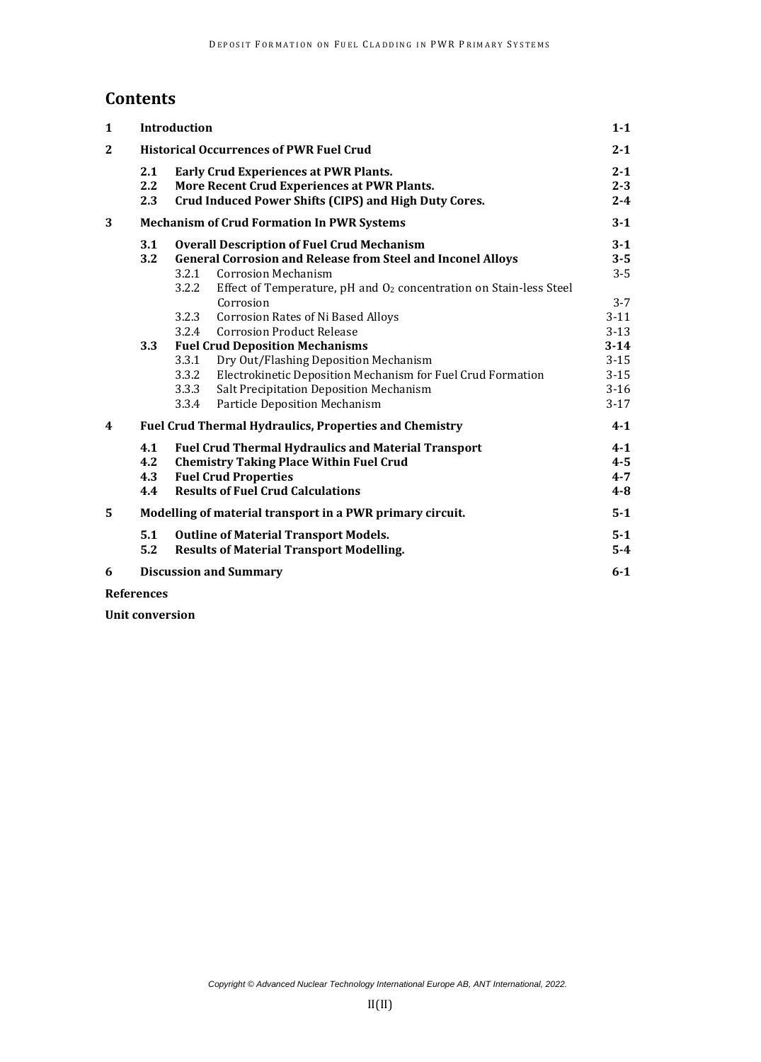# Contents

| | | | |
|---|---|---|---|
| **1** | **Introduction** | | **1-1** |
| **2** | **Historical Occurrences of PWR Fuel Crud** | | **2-1** |
| | **2.1** | **Early Crud Experiences at PWR Plants.** | **2-1** |
| | **2.2** | **More Recent Crud Experiences at PWR Plants.** | **2-3** |
| | **2.3** | **Crud Induced Power Shifts (CIPS) and High Duty Cores.** | **2-4** |
| **3** | **Mechanism of Crud Formation In PWR Systems** | | **3-1** |
| | **3.1** | **Overall Description of Fuel Crud Mechanism** | **3-1** |
| | **3.2** | **General Corrosion and Release from Steel and Inconel Alloys** | **3-5** |
| | | 3.2.1 Corrosion Mechanism | 3-5 |
| | | 3.2.2 Effect of Temperature, pH and $O_2$ concentration on Stain-less Steel Corrosion | 3-7 |
| | | 3.2.3 Corrosion Rates of Ni Based Alloys | 3-11 |
| | | 3.2.4 Corrosion Product Release | 3-13 |
| | **3.3** | **Fuel Crud Deposition Mechanisms** | **3-14** |
| | | 3.3.1 Dry Out/Flashing Deposition Mechanism | 3-15 |
| | | 3.3.2 Electrokinetic Deposition Mechanism for Fuel Crud Formation | 3-15 |
| | | 3.3.3 Salt Precipitation Deposition Mechanism | 3-16 |
| | | 3.3.4 Particle Deposition Mechanism | 3-17 |
| **4** | **Fuel Crud Thermal Hydraulics, Properties and Chemistry** | | **4-1** |
| | **4.1** | **Fuel Crud Thermal Hydraulics and Material Transport** | **4-1** |
| | **4.2** | **Chemistry Taking Place Within Fuel Crud** | **4-5** |
| | **4.3** | **Fuel Crud Properties** | **4-7** |
| | **4.4** | **Results of Fuel Crud Calculations** | **4-8** |
| **5** | **Modelling of material transport in a PWR primary circuit.** | | **5-1** |
| | **5.1** | **Outline of Material Transport Models.** | **5-1** |
| | **5.2** | **Results of Material Transport Modelling.** | **5-4** |
| **6** | **Discussion and Summary** | | **6-1** |
| **References** | | | |
| **Unit conversion** | | | |

Copyright © Advanced Nuclear Technology International Europe AB, ANT International, 2022.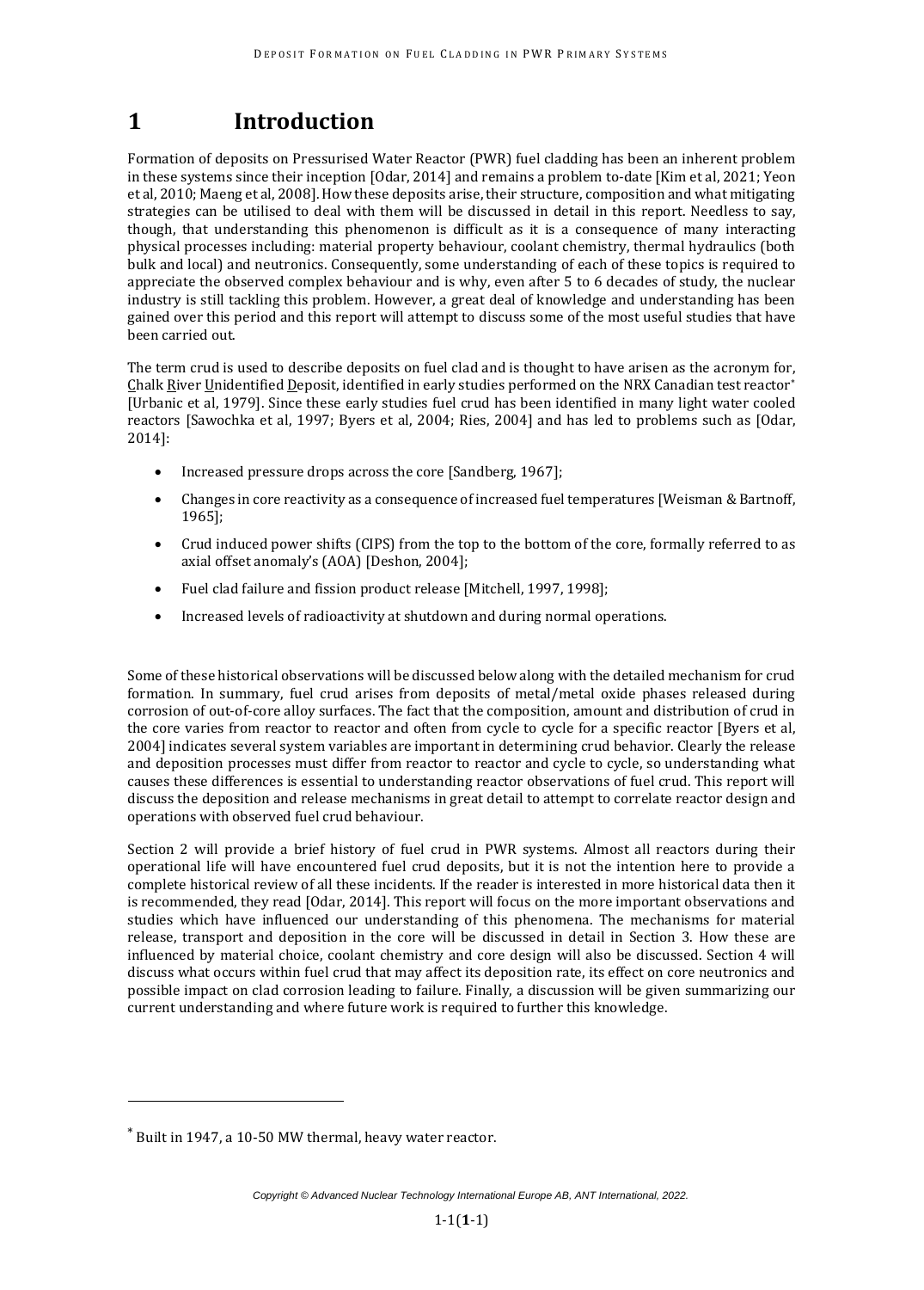# 1 Introduction

Formation of deposits on Pressurised Water Reactor (PWR) fuel cladding has been an inherent problem in these systems since their inception [Odar, 2014] and remains a problem to-date [Kim et al, 2021; Yeon et al, 2010; Maeng et al, 2008]. How these deposits arise, their structure, composition and what mitigating strategies can be utilised to deal with them will be discussed in detail in this report. Needless to say, though, that understanding this phenomenon is difficult as it is a consequence of many interacting physical processes including: material property behaviour, coolant chemistry, thermal hydraulics (both bulk and local) and neutronics. Consequently, some understanding of each of these topics is required to appreciate the observed complex behaviour and is why, even after 5 to 6 decades of study, the nuclear industry is still tackling this problem. However, a great deal of knowledge and understanding has been gained over this period and this report will attempt to discuss some of the most useful studies that have been carried out.

The term crud is used to describe deposits on fuel clad and is thought to have arisen as the acronym for, Chalk River Unidentified Deposit, identified in early studies performed on the NRX Canadian test reactor* [Urbanic et al, 1979]. Since these early studies fuel crud has been identified in many light water cooled reactors [Sawochka et al, 1997; Byers et al, 2004; Ries, 2004] and has led to problems such as [Odar, 2014]:

- Increased pressure drops across the core [Sandberg, 1967];
- Changes in core reactivity as a consequence of increased fuel temperatures [Weisman & Bartnoff, 1965];
- Crud induced power shifts (CIPS) from the top to the bottom of the core, formally referred to as axial offset anomaly's (AOA) [Deshon, 2004];
- Fuel clad failure and fission product release [Mitchell, 1997, 1998];
- Increased levels of radioactivity at shutdown and during normal operations.

Some of these historical observations will be discussed below along with the detailed mechanism for crud formation. In summary, fuel crud arises from deposits of metal/metal oxide phases released during corrosion of out-of-core alloy surfaces. The fact that the composition, amount and distribution of crud in the core varies from reactor to reactor and often from cycle to cycle for a specific reactor [Byers et al, 2004] indicates several system variables are important in determining crud behavior. Clearly the release and deposition processes must differ from reactor to reactor and cycle to cycle, so understanding what causes these differences is essential to understanding reactor observations of fuel crud. This report will discuss the deposition and release mechanisms in great detail to attempt to correlate reactor design and operations with observed fuel crud behaviour.

Section 2 will provide a brief history of fuel crud in PWR systems. Almost all reactors during their operational life will have encountered fuel crud deposits, but it is not the intention here to provide a complete historical review of all these incidents. If the reader is interested in more historical data then it is recommended, they read [Odar, 2014]. This report will focus on the more important observations and studies which have influenced our understanding of this phenomena. The mechanisms for material release, transport and deposition in the core will be discussed in detail in Section 3. How these are influenced by material choice, coolant chemistry and core design will also be discussed. Section 4 will discuss what occurs within fuel crud that may affect its deposition rate, its effect on core neutronics and possible impact on clad corrosion leading to failure. Finally, a discussion will be given summarizing our current understanding and where future work is required to further this knowledge.

* Built in 1947, a 10-50 MW thermal, heavy water reactor.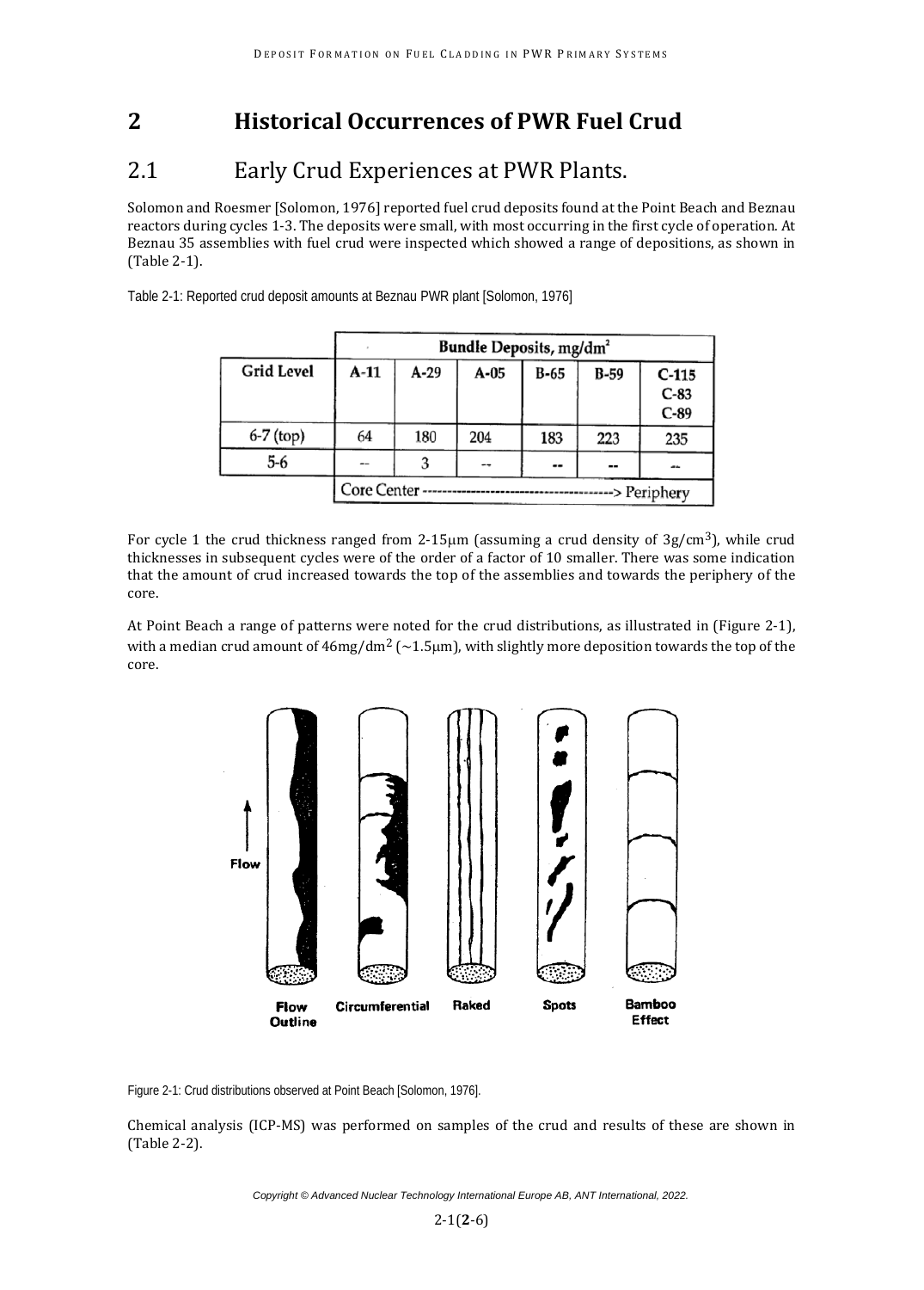# 2 Historical Occurrences of PWR Fuel Crud

## 2.1 Early Crud Experiences at PWR Plants.

Solomon and Roesmer [Solomon, 1976] reported fuel crud deposits found at the Point Beach and Beznau reactors during cycles 1-3. The deposits were small, with most occurring in the first cycle of operation. At Beznau 35 assemblies with fuel crud were inspected which showed a range of depositions, as shown in (Table 2-1).

Table 2-1: Reported crud deposit amounts at Beznau PWR plant [Solomon, 1976]

| Grid Level | Bundle Deposits, mg/dm² | | | | | |
|---|---|---|---|---|---|---|
| | A-11 | A-29 | A-05 | B-65 | B-59 | C-115<br>C-83<br>C-89 |
| 6-7 (top) | 64 | 180 | 204 | 183 | 223 | 235 |
| 5-6 | -- | 3 | -- | -- | -- | -- |
| | Core Center ----------------------------------------> Periphery | | | | | |

For cycle 1 the crud thickness ranged from 2-15μm (assuming a crud density of 3g/cm$^3$), while crud thicknesses in subsequent cycles were of the order of a factor of 10 smaller. There was some indication that the amount of crud increased towards the top of the assemblies and towards the periphery of the core.

At Point Beach a range of patterns were noted for the crud distributions, as illustrated in (Figure 2-1), with a median crud amount of 46mg/dm$^2$ (~1.5μm), with slightly more deposition towards the top of the core.

Flow

Flow Outline | Circumferential | Raked | Spots | Bamboo Effect

Figure 2-1: Crud distributions observed at Point Beach [Solomon, 1976].

Chemical analysis (ICP-MS) was performed on samples of the crud and results of these are shown in (Table 2-2).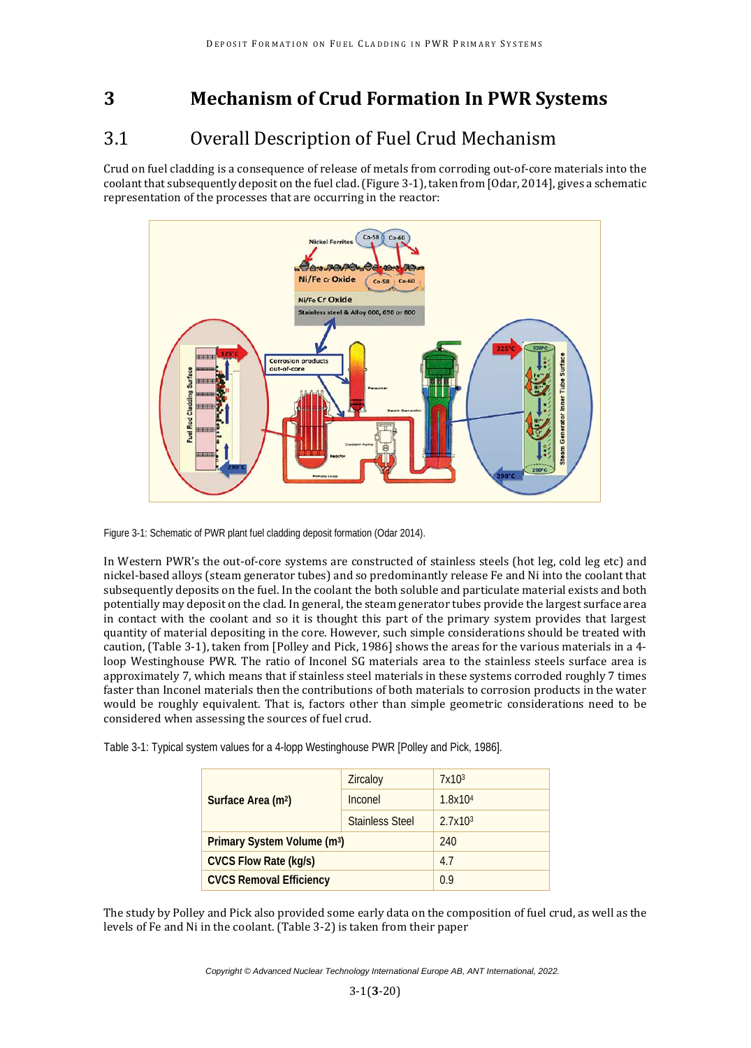# 3 Mechanism of Crud Formation In PWR Systems

## 3.1 Overall Description of Fuel Crud Mechanism

Crud on fuel cladding is a consequence of release of metals from corroding out-of-core materials into the coolant that subsequently deposit on the fuel clad. (Figure 3-1), taken from [Odar, 2014], gives a schematic representation of the processes that are occurring in the reactor:

Figure 3-1: Schematic of PWR plant fuel cladding deposit formation (Odar 2014).

In Western PWR's the out-of-core systems are constructed of stainless steels (hot leg, cold leg etc) and nickel-based alloys (steam generator tubes) and so predominantly release Fe and Ni into the coolant that subsequently deposits on the fuel. In the coolant the both soluble and particulate material exists and both potentially may deposit on the clad. In general, the steam generator tubes provide the largest surface area in contact with the coolant and so it is thought this part of the primary system provides that largest quantity of material depositing in the core. However, such simple considerations should be treated with caution, (Table 3-1), taken from [Polley and Pick, 1986] shows the areas for the various materials in a 4-loop Westinghouse PWR. The ratio of Inconel SG materials area to the stainless steels surface area is approximately 7, which means that if stainless steel materials in these systems corroded roughly 7 times faster than Inconel materials then the contributions of both materials to corrosion products in the water would be roughly equivalent. That is, factors other than simple geometric considerations need to be considered when assessing the sources of fuel crud.

Table 3-1: Typical system values for a 4-lopp Westinghouse PWR [Polley and Pick, 1986].

| | | |
|---|---|---|
| **Surface Area ($m^2$)** | Zircaloy | $7x10^3$ |
| | Inconel | $1.8x10^4$ |
| | Stainless Steel | $2.7x10^3$ |
| **Primary System Volume ($m^3$)** | | 240 |
| **CVCS Flow Rate (kg/s)** | | 4.7 |
| **CVCS Removal Efficiency** | | 0.9 |

The study by Polley and Pick also provided some early data on the composition of fuel crud, as well as the levels of Fe and Ni in the coolant. (Table 3-2) is taken from their paper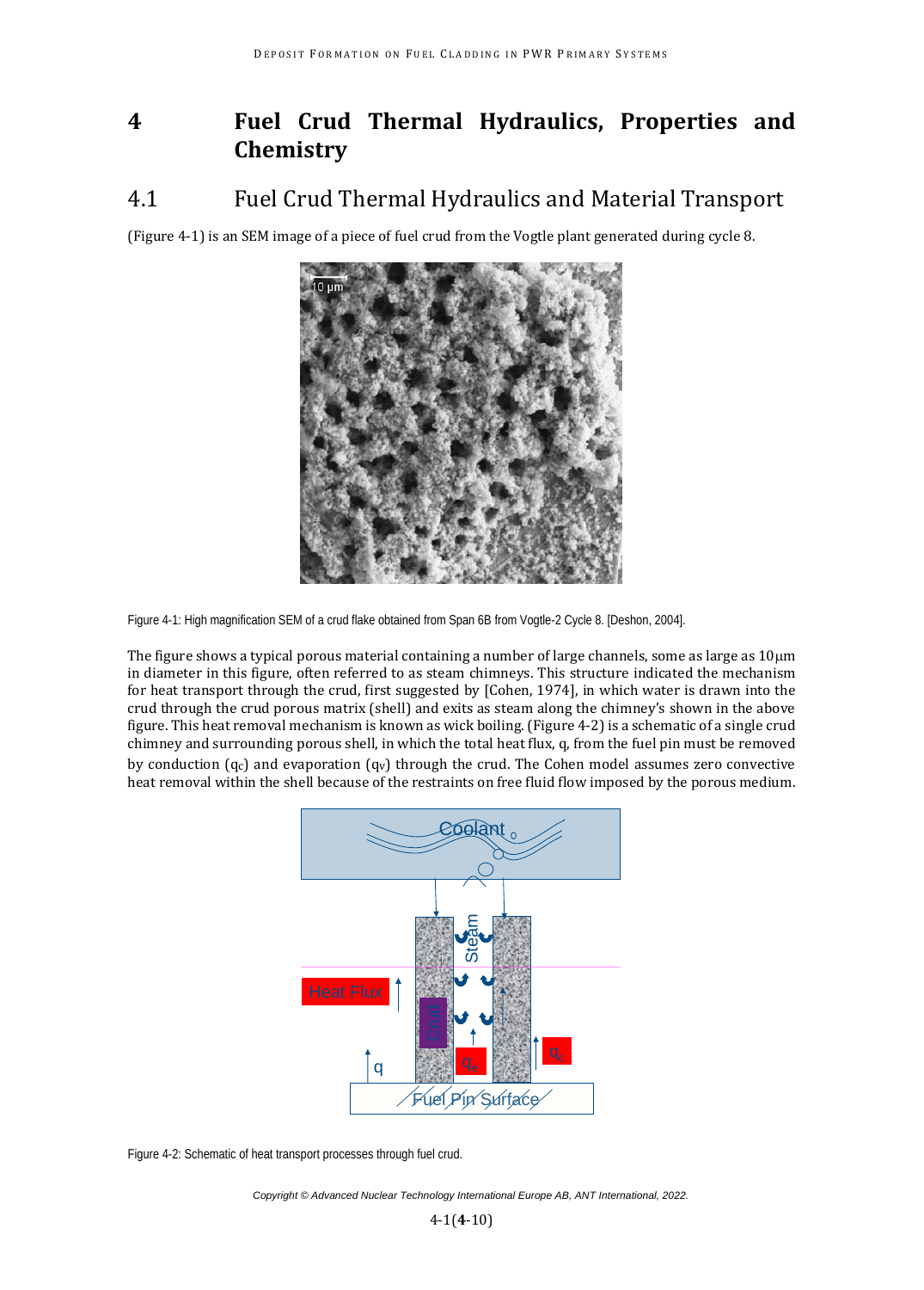# 4 Fuel Crud Thermal Hydraulics, Properties and Chemistry

## 4.1 Fuel Crud Thermal Hydraulics and Material Transport

(Figure 4-1) is an SEM image of a piece of fuel crud from the Vogtle plant generated during cycle 8.

Figure 4-1: High magnification SEM of a crud flake obtained from Span 6B from Vogtle-2 Cycle 8. [Deshon, 2004].

The figure shows a typical porous material containing a number of large channels, some as large as 10 μm in diameter in this figure, often referred to as steam chimneys. This structure indicated the mechanism for heat transport through the crud, first suggested by [Cohen, 1974], in which water is drawn into the crud through the crud porous matrix (shell) and exits as steam along the chimney's shown in the above figure. This heat removal mechanism is known as wick boiling. (Figure 4-2) is a schematic of a single crud chimney and surrounding porous shell, in which the total heat flux, q, from the fuel pin must be removed by conduction ($q_C$) and evaporation ($q_V$) through the crud. The Cohen model assumes zero convective heat removal within the shell because of the restraints on free fluid flow imposed by the porous medium.

Figure 4-2: Schematic of heat transport processes through fuel crud.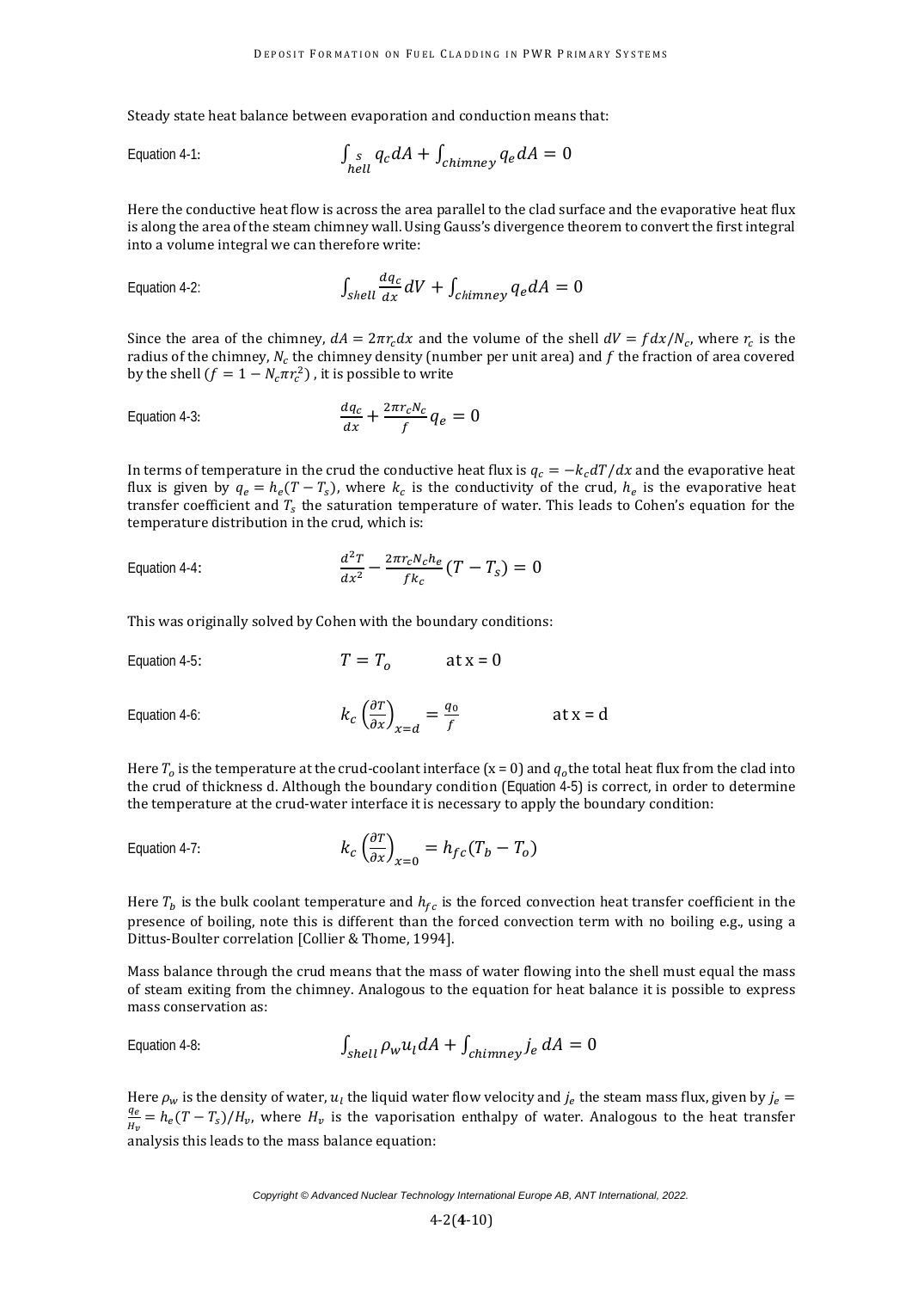Steady state heat balance between evaporation and conduction means that:

Equation 4-1:
$$\int_{shell} q_c dA + \int_{chimney} q_e dA = 0$$

Here the conductive heat flow is across the area parallel to the clad surface and the evaporative heat flux is along the area of the steam chimney wall. Using Gauss's divergence theorem to convert the first integral into a volume integral we can therefore write:

Equation 4-2:
$$\int_{shell} \frac{dq_c}{dx} dV + \int_{chimney} q_e dA = 0$$

Since the area of the chimney, $dA = 2\pi r_c dx$ and the volume of the shell $dV = f dx/N_c$, where $r_c$ is the radius of the chimney, $N_c$ the chimney density (number per unit area) and $f$ the fraction of area covered by the shell ($f = 1 - N_c \pi r_c^2$), it is possible to write

Equation 4-3:
$$\frac{dq_c}{dx} + \frac{2\pi r_c N_c}{f} q_e = 0$$

In terms of temperature in the crud the conductive heat flux is $q_c = -k_c dT/dx$ and the evaporative heat flux is given by $q_e = h_e(T - T_s)$, where $k_c$ is the conductivity of the crud, $h_e$ is the evaporative heat transfer coefficient and $T_s$ the saturation temperature of water. This leads to Cohen's equation for the temperature distribution in the crud, which is:

Equation 4-4:
$$\frac{d^2T}{dx^2} - \frac{2\pi r_c N_c h_e}{f k_c}(T - T_s) = 0$$

This was originally solved by Cohen with the boundary conditions:

Equation 4-5:
$$T = T_o \qquad \text{at x = 0}$$

Equation 4-6:
$$k_c \left(\frac{\partial T}{\partial x}\right)_{x=d} = \frac{q_0}{f} \qquad \text{at x = d}$$

Here $T_o$ is the temperature at the crud-coolant interface (x = 0) and $q_o$ the total heat flux from the clad into the crud of thickness d. Although the boundary condition (Equation 4-5) is correct, in order to determine the temperature at the crud-water interface it is necessary to apply the boundary condition:

Equation 4-7:
$$k_c \left(\frac{\partial T}{\partial x}\right)_{x=0} = h_{fc}(T_b - T_o)$$

Here $T_b$ is the bulk coolant temperature and $h_{fc}$ is the forced convection heat transfer coefficient in the presence of boiling, note this is different than the forced convection term with no boiling e.g., using a Dittus-Boulter correlation [Collier & Thome, 1994].

Mass balance through the crud means that the mass of water flowing into the shell must equal the mass of steam exiting from the chimney. Analogous to the equation for heat balance it is possible to express mass conservation as:

Equation 4-8:
$$\int_{shell} \rho_w u_l dA + \int_{chimney} j_e \, dA = 0$$

Here $\rho_w$ is the density of water, $u_l$ the liquid water flow velocity and $j_e$ the steam mass flux, given by $j_e = \frac{q_e}{H_v} = h_e(T - T_s)/H_v$, where $H_v$ is the vaporisation enthalpy of water. Analogous to the heat transfer analysis this leads to the mass balance equation: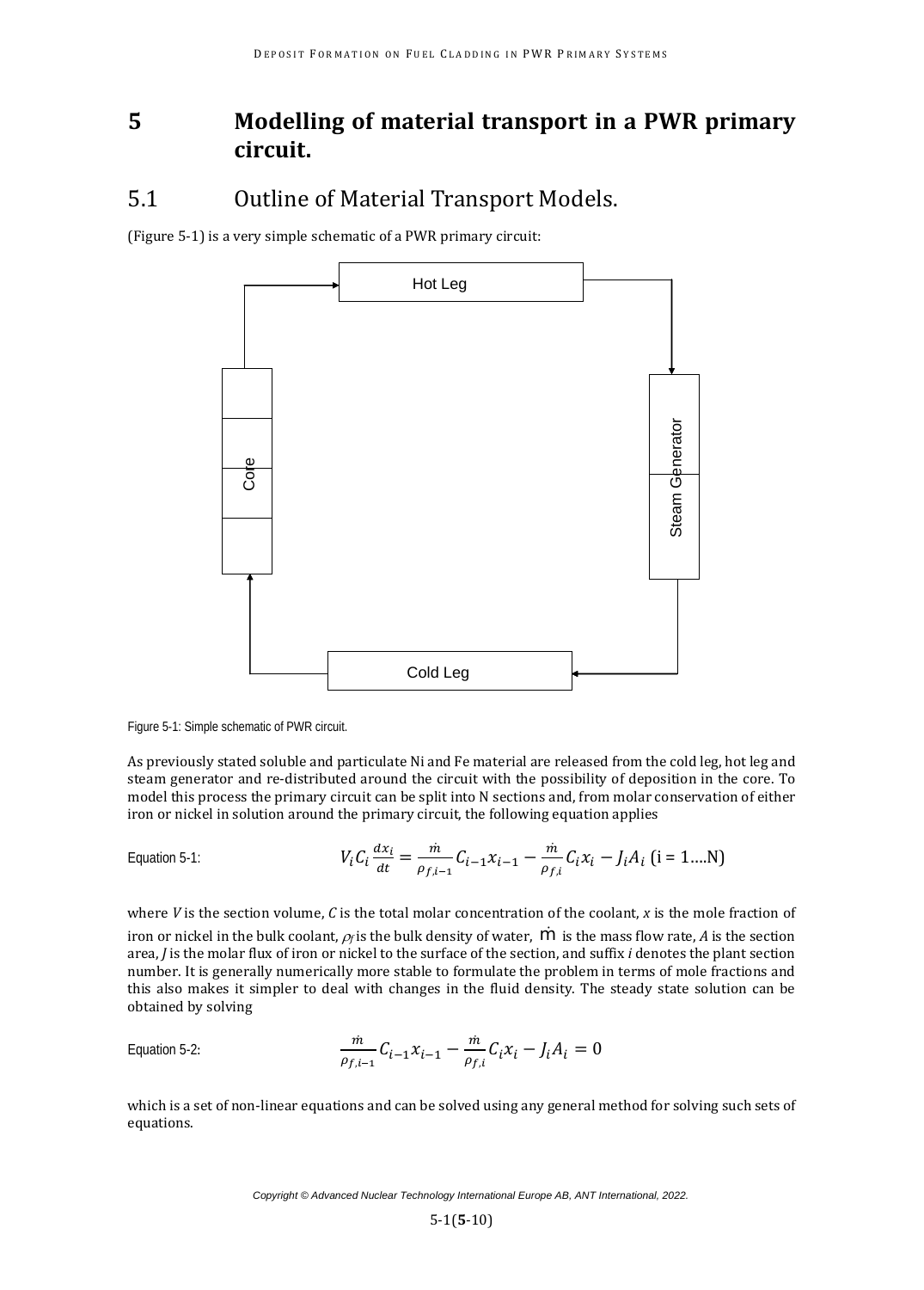# 5 Modelling of material transport in a PWR primary circuit.

## 5.1 Outline of Material Transport Models.

(Figure 5-1) is a very simple schematic of a PWR primary circuit:

Figure 5-1: Simple schematic of PWR circuit.

As previously stated soluble and particulate Ni and Fe material are released from the cold leg, hot leg and steam generator and re-distributed around the circuit with the possibility of deposition in the core. To model this process the primary circuit can be split into N sections and, from molar conservation of either iron or nickel in solution around the primary circuit, the following equation applies

Equation 5-1:

$$V_i C_i \frac{dx_i}{dt} = \frac{\dot{m}}{\rho_{f,i-1}} C_{i-1} x_{i-1} - \frac{\dot{m}}{\rho_{f,i}} C_i x_i - J_i A_i \text{ (i = 1....N)}$$

where $V$ is the section volume, $C$ is the total molar concentration of the coolant, $x$ is the mole fraction of iron or nickel in the bulk coolant, $\rho_f$ is the bulk density of water, $\dot{m}$ is the mass flow rate, $A$ is the section area, $J$ is the molar flux of iron or nickel to the surface of the section, and suffix $i$ denotes the plant section number. It is generally numerically more stable to formulate the problem in terms of mole fractions and this also makes it simpler to deal with changes in the fluid density. The steady state solution can be obtained by solving

Equation 5-2:

$$\frac{\dot{m}}{\rho_{f,i-1}} C_{i-1} x_{i-1} - \frac{\dot{m}}{\rho_{f,i}} C_i x_i - J_i A_i = 0$$

which is a set of non-linear equations and can be solved using any general method for solving such sets of equations.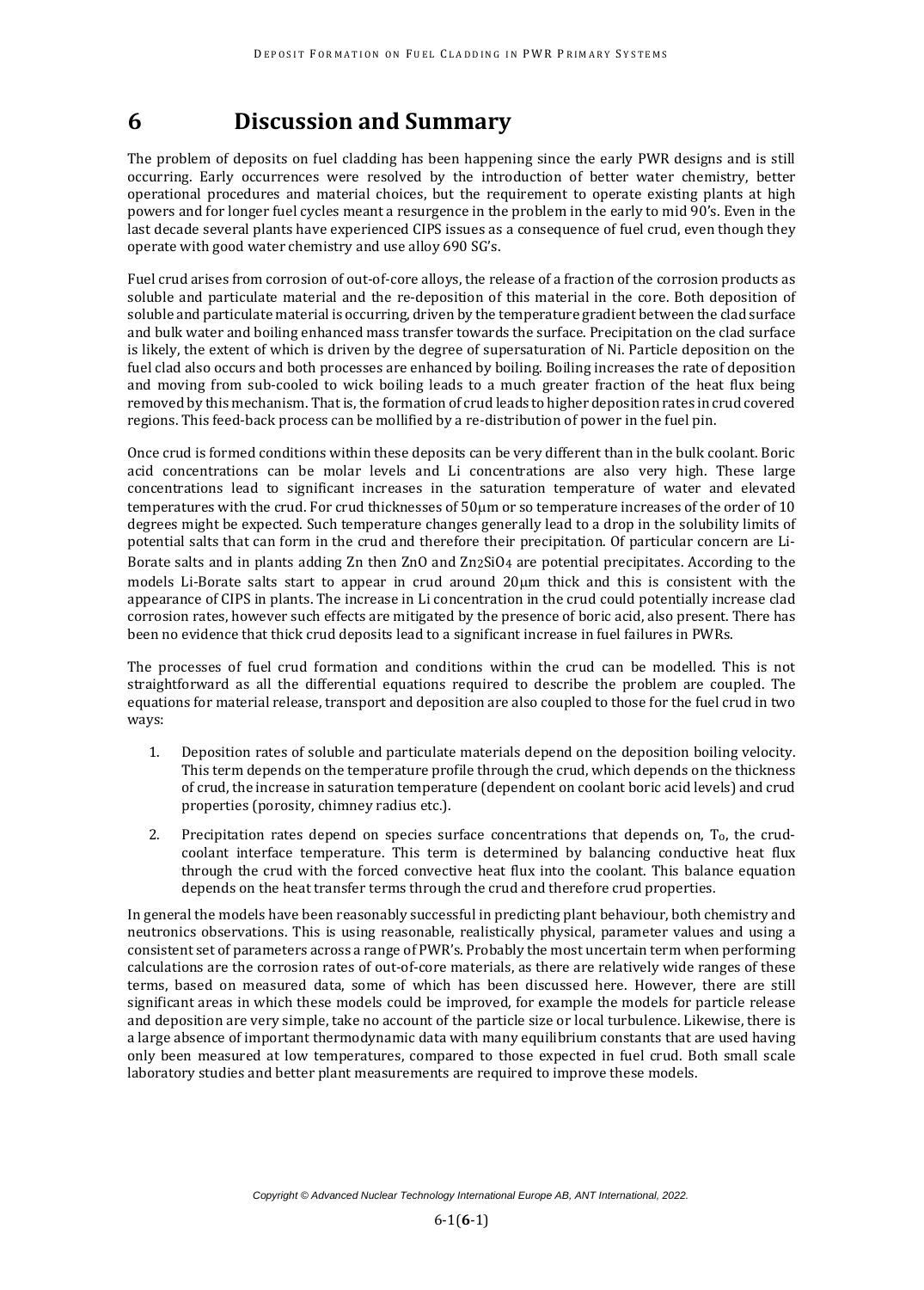# 6 Discussion and Summary

The problem of deposits on fuel cladding has been happening since the early PWR designs and is still occurring. Early occurrences were resolved by the introduction of better water chemistry, better operational procedures and material choices, but the requirement to operate existing plants at high powers and for longer fuel cycles meant a resurgence in the problem in the early to mid 90's. Even in the last decade several plants have experienced CIPS issues as a consequence of fuel crud, even though they operate with good water chemistry and use alloy 690 SG's.

Fuel crud arises from corrosion of out-of-core alloys, the release of a fraction of the corrosion products as soluble and particulate material and the re-deposition of this material in the core. Both deposition of soluble and particulate material is occurring, driven by the temperature gradient between the clad surface and bulk water and boiling enhanced mass transfer towards the surface. Precipitation on the clad surface is likely, the extent of which is driven by the degree of supersaturation of Ni. Particle deposition on the fuel clad also occurs and both processes are enhanced by boiling. Boiling increases the rate of deposition and moving from sub-cooled to wick boiling leads to a much greater fraction of the heat flux being removed by this mechanism. That is, the formation of crud leads to higher deposition rates in crud covered regions. This feed-back process can be mollified by a re-distribution of power in the fuel pin.

Once crud is formed conditions within these deposits can be very different than in the bulk coolant. Boric acid concentrations can be molar levels and Li concentrations are also very high. These large concentrations lead to significant increases in the saturation temperature of water and elevated temperatures with the crud. For crud thicknesses of 50μm or so temperature increases of the order of 10 degrees might be expected. Such temperature changes generally lead to a drop in the solubility limits of potential salts that can form in the crud and therefore their precipitation. Of particular concern are Li-Borate salts and in plants adding Zn then ZnO and $Zn_2SiO_4$ are potential precipitates. According to the models Li-Borate salts start to appear in crud around 20μm thick and this is consistent with the appearance of CIPS in plants. The increase in Li concentration in the crud could potentially increase clad corrosion rates, however such effects are mitigated by the presence of boric acid, also present. There has been no evidence that thick crud deposits lead to a significant increase in fuel failures in PWRs.

The processes of fuel crud formation and conditions within the crud can be modelled. This is not straightforward as all the differential equations required to describe the problem are coupled. The equations for material release, transport and deposition are also coupled to those for the fuel crud in two ways:

1. Deposition rates of soluble and particulate materials depend on the deposition boiling velocity. This term depends on the temperature profile through the crud, which depends on the thickness of crud, the increase in saturation temperature (dependent on coolant boric acid levels) and crud properties (porosity, chimney radius etc.).

2. Precipitation rates depend on species surface concentrations that depends on, $T_o$, the crud-coolant interface temperature. This term is determined by balancing conductive heat flux through the crud with the forced convective heat flux into the coolant. This balance equation depends on the heat transfer terms through the crud and therefore crud properties.

In general the models have been reasonably successful in predicting plant behaviour, both chemistry and neutronics observations. This is using reasonable, realistically physical, parameter values and using a consistent set of parameters across a range of PWR's. Probably the most uncertain term when performing calculations are the corrosion rates of out-of-core materials, as there are relatively wide ranges of these terms, based on measured data, some of which has been discussed here. However, there are still significant areas in which these models could be improved, for example the models for particle release and deposition are very simple, take no account of the particle size or local turbulence. Likewise, there is a large absence of important thermodynamic data with many equilibrium constants that are used having only been measured at low temperatures, compared to those expected in fuel crud. Both small scale laboratory studies and better plant measurements are required to improve these models.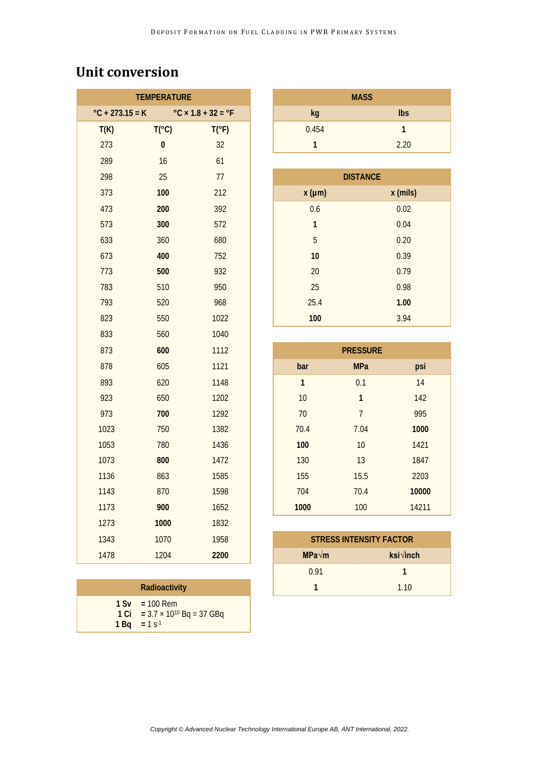# Unit conversion

| TEMPERATURE | | |
|---|---|---|
| °C + 273.15 = K | °C × 1.8 + 32 = °F | |
| T(K) | T(°C) | T(°F) |
| 273 | **0** | 32 |
| 289 | 16 | 61 |
| 298 | 25 | 77 |
| 373 | **100** | 212 |
| 473 | **200** | 392 |
| 573 | **300** | 572 |
| 633 | 360 | 680 |
| 673 | **400** | 752 |
| 773 | **500** | 932 |
| 783 | 510 | 950 |
| 793 | 520 | 968 |
| 823 | 550 | 1022 |
| 833 | 560 | 1040 |
| 873 | **600** | 1112 |
| 878 | 605 | 1121 |
| 893 | 620 | 1148 |
| 923 | 650 | 1202 |
| 973 | **700** | 1292 |
| 1023 | 750 | 1382 |
| 1053 | 780 | 1436 |
| 1073 | **800** | 1472 |
| 1136 | 863 | 1585 |
| 1143 | 870 | 1598 |
| 1173 | **900** | 1652 |
| 1273 | **1000** | 1832 |
| 1343 | 1070 | 1958 |
| 1478 | 1204 | **2200** |

| Radioactivity | |
|---|---|
| **1 Sv** | = 100 Rem |
| **1 Ci** | = $3.7 \times 10^{10}$ Bq = 37 GBq |
| **1 Bq** | = 1 $s^{-1}$ |

| MASS | |
|---|---|
| kg | lbs |
| 0.454 | **1** |
| **1** | 2.20 |

| DISTANCE | |
|---|---|
| x (μm) | x (mils) |
| 0.6 | 0.02 |
| **1** | 0.04 |
| 5 | 0.20 |
| **10** | 0.39 |
| 20 | 0.79 |
| 25 | 0.98 |
| 25.4 | **1.00** |
| **100** | 3.94 |

| PRESSURE | | |
|---|---|---|
| bar | MPa | psi |
| **1** | 0.1 | 14 |
| 10 | **1** | 142 |
| 70 | 7 | 995 |
| 70.4 | 7.04 | **1000** |
| **100** | 10 | 1421 |
| 130 | 13 | 1847 |
| 155 | 15.5 | 2203 |
| 704 | 70.4 | **10000** |
| **1000** | 100 | 14211 |

| STRESS INTENSITY FACTOR | |
|---|---|
| MPa√m | ksi√inch |
| 0.91 | **1** |
| **1** | 1.10 |

*Copyright © Advanced Nuclear Technology International Europe AB, ANT International, 2022.*